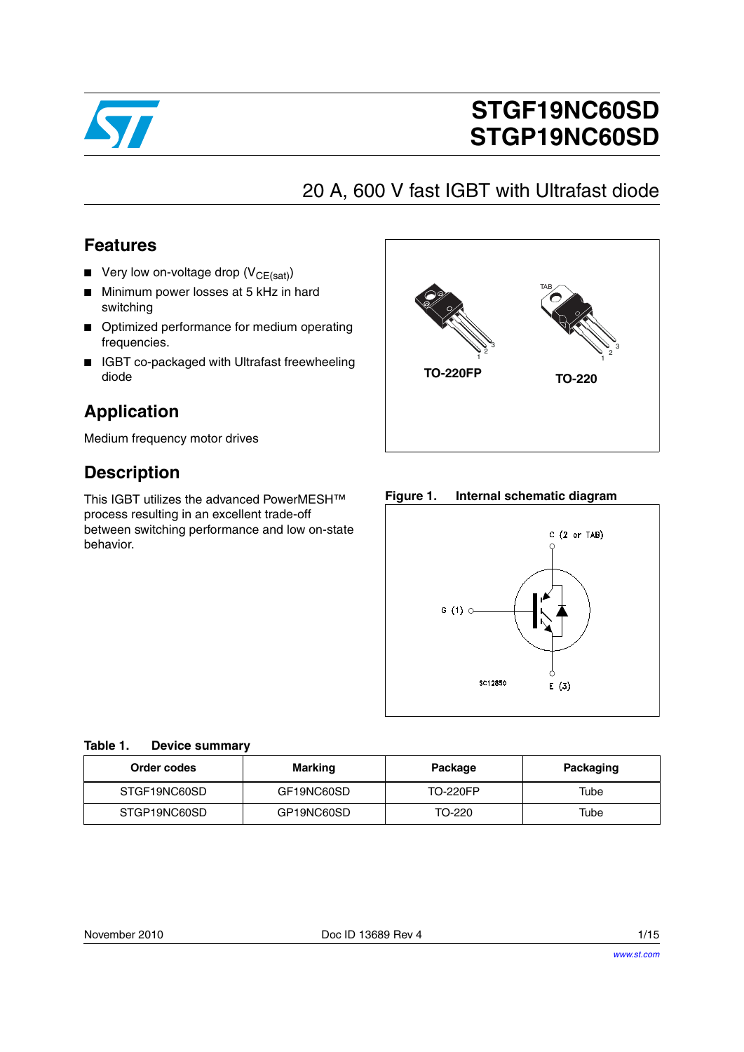# STGF19NC60SD
# STGP19NC60SD

## 20 A, 600 V fast IGBT with Ultrafast diode

## Features

- Very low on-voltage drop ($V_{CE(sat)}$)
- Minimum power losses at 5 kHz in hard switching
- Optimized performance for medium operating frequencies.
- IGBT co-packaged with Ultrafast freewheeling diode

TO-220FP TO-220

## Application

Medium frequency motor drives

## Description

This IGBT utilizes the advanced PowerMESH™ process resulting in an excellent trade-off between switching performance and low on-state behavior.

**Figure 1. Internal schematic diagram**

C (2 or TAB)

G (1)

E (3)

SC12850

**Table 1. Device summary**

| Order codes | Marking | Package | Packaging |
|---|---|---|---|
| STGF19NC60SD | GF19NC60SD | TO-220FP | Tube |
| STGP19NC60SD | GP19NC60SD | TO-220 | Tube |

November 2010 Doc ID 13689 Rev 4

www.st.com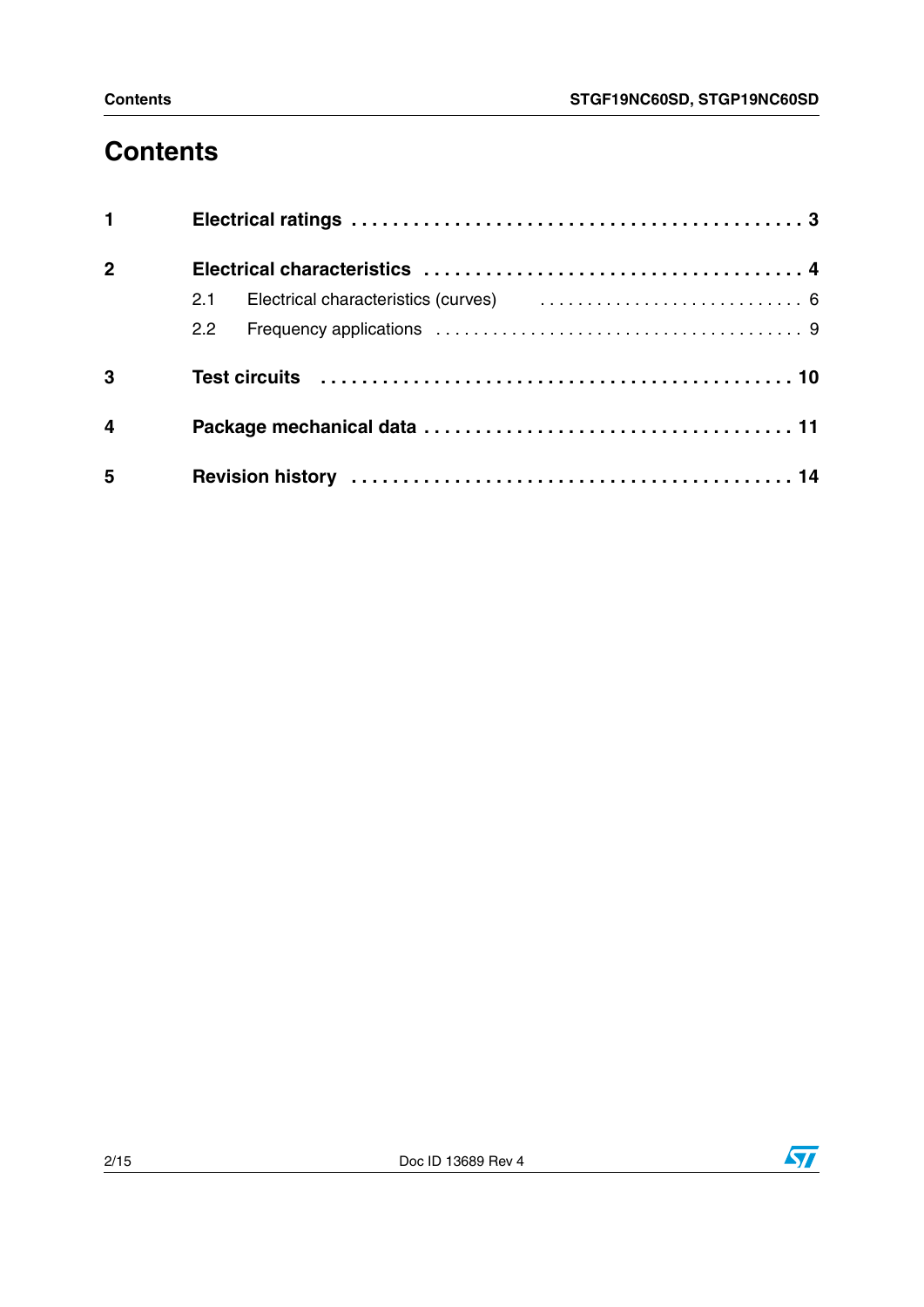# Contents

1 **Electrical ratings** . . . . . . . . . . . . . . . . . . . . . . . . . . . . . . . . . . . . . . . . . . . . 3

2 **Electrical characteristics** . . . . . . . . . . . . . . . . . . . . . . . . . . . . . . . . . . . . . 4

- 2.1 Electrical characteristics (curves) . . . . . . . . . . . . . . . . . . . . . . . . . . . . 6
- 2.2 Frequency applications . . . . . . . . . . . . . . . . . . . . . . . . . . . . . . . . . . . . . 9

3 **Test circuits** . . . . . . . . . . . . . . . . . . . . . . . . . . . . . . . . . . . . . . . . . . . . . 10

4 **Package mechanical data** . . . . . . . . . . . . . . . . . . . . . . . . . . . . . . . . . . . 11

5 **Revision history** . . . . . . . . . . . . . . . . . . . . . . . . . . . . . . . . . . . . . . . . . . 14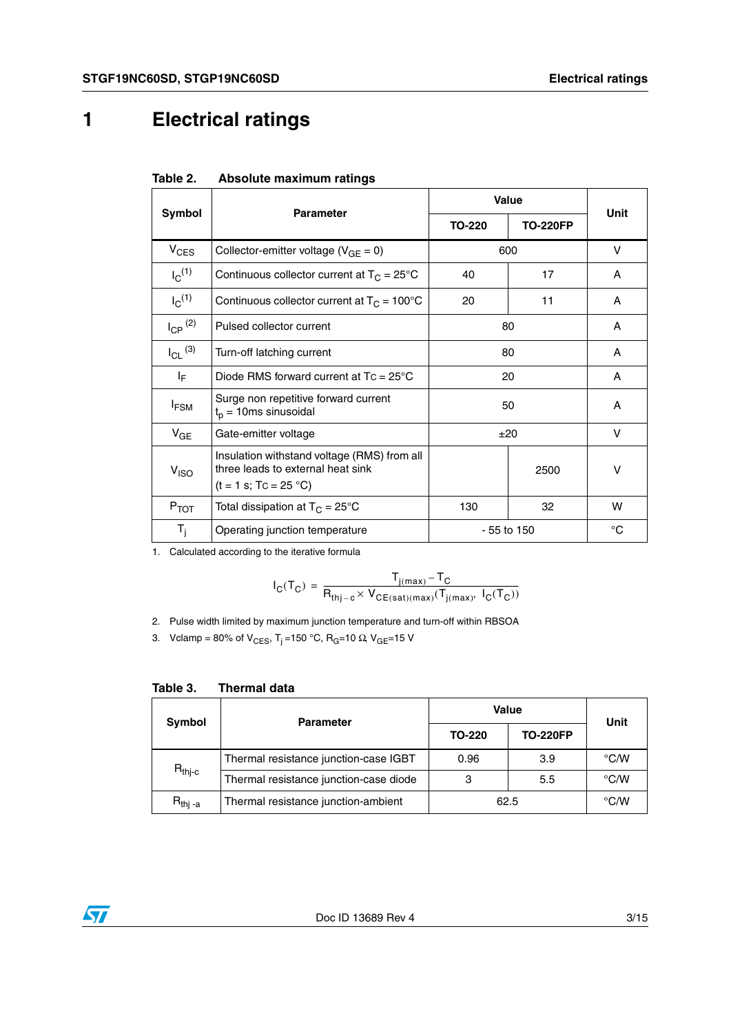# 1 Electrical ratings

**Table 2. Absolute maximum ratings**

| Symbol | Parameter | Value | | Unit |
|---|---|---|---|---|
| | | TO-220 | TO-220FP | |
| $V_{CES}$ | Collector-emitter voltage ($V_{GE}$ = 0) | 600 | | V |
| $I_C$ [(1)] | Continuous collector current at $T_C$ = 25°C | 40 | 17 | A |
| $I_C$ [(1)] | Continuous collector current at $T_C$ = 100°C | 20 | 11 | A |
| $I_{CP}$ [(2)] | Pulsed collector current | 80 | | A |
| $I_{CL}$ [(3)] | Turn-off latching current | 80 | | A |
| $I_F$ | Diode RMS forward current at Tc = 25°C | 20 | | A |
| $I_{FSM}$ | Surge non repetitive forward current $t_p$ = 10ms sinusoidal | 50 | | A |
| $V_{GE}$ | Gate-emitter voltage | ±20 | | V |
| $V_{ISO}$ | Insulation withstand voltage (RMS) from all three leads to external heat sink (t = 1 s; Tc = 25 °C) | | 2500 | V |
| $P_{TOT}$ | Total dissipation at $T_C$ = 25°C | 130 | 32 | W |
| $T_j$ | Operating junction temperature | - 55 to 150 | | °C |

1. Calculated according to the iterative formula

$$I_C(T_C) = \frac{T_{j(max)} - T_C}{R_{thj-c} \times V_{CE(sat)(max)}(T_{j(max)},\ I_C(T_C))}$$

2. Pulse width limited by maximum junction temperature and turn-off within RBSOA
3. Vclamp = 80% of $V_{CES}$, $T_j$ =150 °C, $R_G$=10 Ω, $V_{GE}$=15 V

**Table 3. Thermal data**

| Symbol | Parameter | Value | | Unit |
|---|---|---|---|---|
| | | TO-220 | TO-220FP | |
| $R_{thj-c}$ | Thermal resistance junction-case IGBT | 0.96 | 3.9 | °C/W |
| | Thermal resistance junction-case diode | 3 | 5.5 | °C/W |
| $R_{thj-a}$ | Thermal resistance junction-ambient | 62.5 | | °C/W |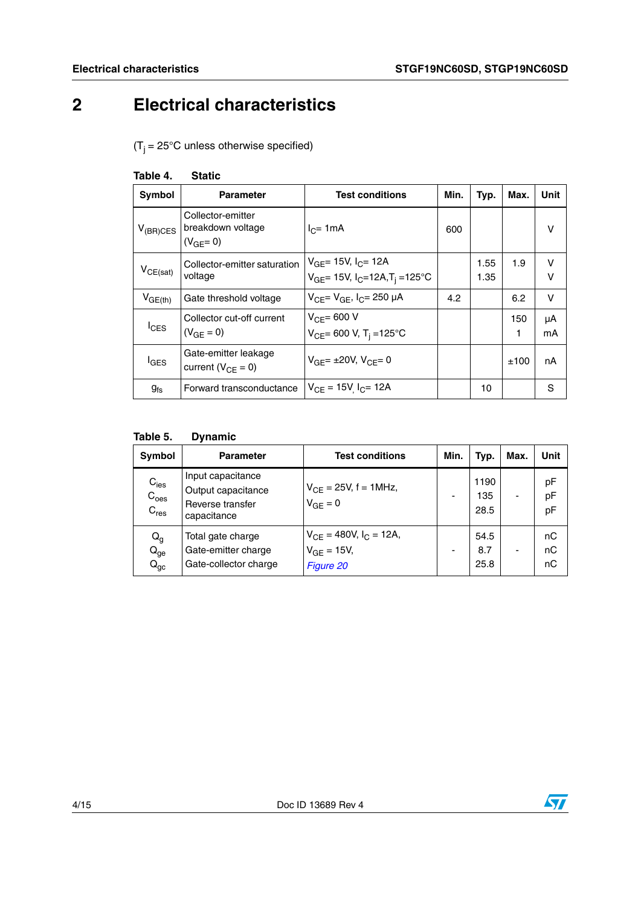# 2 Electrical characteristics

($T_j$ = 25°C unless otherwise specified)

**Table 4. Static**

| Symbol | Parameter | Test conditions | Min. | Typ. | Max. | Unit |
|---|---|---|---|---|---|---|
| $V_{(BR)CES}$ | Collector-emitter breakdown voltage ($V_{GE}$= 0) | $I_C$= 1mA | 600 | | | V |
| $V_{CE(sat)}$ | Collector-emitter saturation voltage | $V_{GE}$= 15V, $I_C$= 12A<br>$V_{GE}$= 15V, $I_C$=12A,$T_j$ =125°C | | 1.55<br>1.35 | 1.9 | V<br>V |
| $V_{GE(th)}$ | Gate threshold voltage | $V_{CE}$= $V_{GE}$, $I_C$= 250 µA | 4.2 | | 6.2 | V |
| $I_{CES}$ | Collector cut-off current ($V_{GE}$ = 0) | $V_{CE}$= 600 V<br>$V_{CE}$= 600 V, $T_j$ =125°C | | | 150<br>1 | µA<br>mA |
| $I_{GES}$ | Gate-emitter leakage current ($V_{CE}$ = 0) | $V_{GE}$= ±20V, $V_{CE}$= 0 | | | ±100 | nA |
| $g_{fs}$ | Forward transconductance | $V_{CE}$ = 15V, $I_C$= 12A | | 10 | | S |

**Table 5. Dynamic**

| Symbol | Parameter | Test conditions | Min. | Typ. | Max. | Unit |
|---|---|---|---|---|---|---|
| $C_{ies}$<br>$C_{oes}$<br>$C_{res}$ | Input capacitance<br>Output capacitance<br>Reverse transfer capacitance | $V_{CE}$ = 25V, f = 1MHz,<br>$V_{GE}$ = 0 | - | 1190<br>135<br>28.5 | - | pF<br>pF<br>pF |
| $Q_g$<br>$Q_{ge}$<br>$Q_{gc}$ | Total gate charge<br>Gate-emitter charge<br>Gate-collector charge | $V_{CE}$ = 480V, $I_C$ = 12A,<br>$V_{GE}$ = 15V,<br>*Figure 20* | - | 54.5<br>8.7<br>25.8 | - | nC<br>nC<br>nC |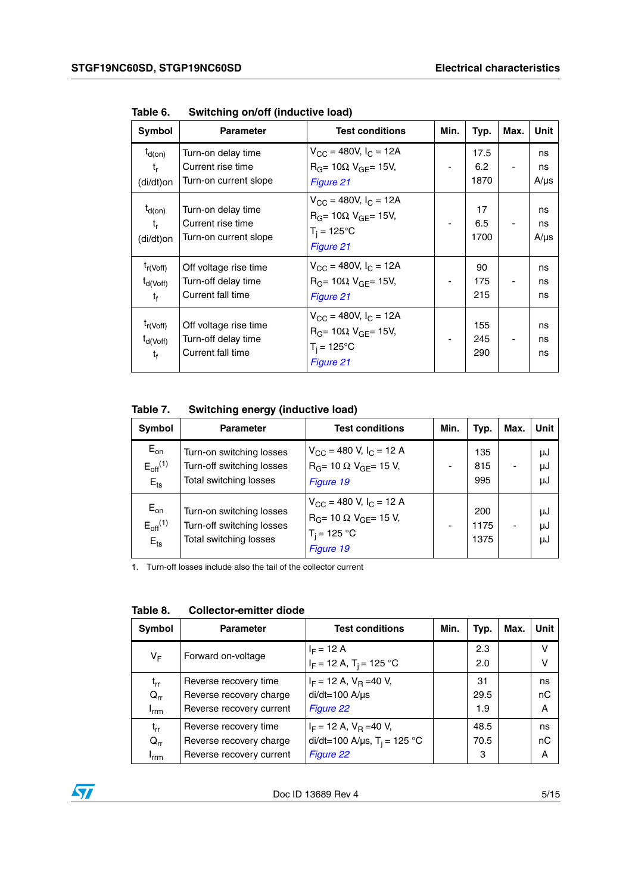**Table 6. Switching on/off (inductive load)**

| Symbol | Parameter | Test conditions | Min. | Typ. | Max. | Unit |
|---|---|---|---|---|---|---|
| $t_{d(on)}$<br>$t_r$<br>$(di/dt)on$ | Turn-on delay time<br>Current rise time<br>Turn-on current slope | $V_{CC}$ = 480V, $I_C$ = 12A<br>$R_G$= 10Ω, $V_{GE}$= 15V,<br>*Figure 21* | - | 17.5<br>6.2<br>1870 | - | ns<br>ns<br>A/µs |
| $t_{d(on)}$<br>$t_r$<br>$(di/dt)on$ | Turn-on delay time<br>Current rise time<br>Turn-on current slope | $V_{CC}$ = 480V, $I_C$ = 12A<br>$R_G$= 10Ω, $V_{GE}$= 15V,<br>$T_j$ = 125°C<br>*Figure 21* | - | 17<br>6.5<br>1700 | - | ns<br>ns<br>A/µs |
| $t_{r(Voff)}$<br>$t_{d(Voff)}$<br>$t_f$ | Off voltage rise time<br>Turn-off delay time<br>Current fall time | $V_{CC}$ = 480V, $I_C$ = 12A<br>$R_G$= 10Ω, $V_{GE}$= 15V,<br>*Figure 21* | - | 90<br>175<br>215 | - | ns<br>ns<br>ns |
| $t_{r(Voff)}$<br>$t_{d(Voff)}$<br>$t_f$ | Off voltage rise time<br>Turn-off delay time<br>Current fall time | $V_{CC}$ = 480V, $I_C$ = 12A<br>$R_G$= 10Ω, $V_{GE}$= 15V,<br>$T_j$ = 125°C<br>*Figure 21* | - | 155<br>245<br>290 | - | ns<br>ns<br>ns |

**Table 7. Switching energy (inductive load)**

| Symbol | Parameter | Test conditions | Min. | Typ. | Max. | Unit |
|---|---|---|---|---|---|---|
| $E_{on}$<br>$E_{off}$[1]<br>$E_{ts}$ | Turn-on switching losses<br>Turn-off switching losses<br>Total switching losses | $V_{CC}$ = 480 V, $I_C$ = 12 A<br>$R_G$= 10 Ω, $V_{GE}$= 15 V,<br>*Figure 19* | - | 135<br>815<br>995 | - | µJ<br>µJ<br>µJ |
| $E_{on}$<br>$E_{off}$[1]<br>$E_{ts}$ | Turn-on switching losses<br>Turn-off switching losses<br>Total switching losses | $V_{CC}$ = 480 V, $I_C$ = 12 A<br>$R_G$= 10 Ω, $V_{GE}$= 15 V,<br>$T_j$ = 125 °C<br>*Figure 19* | - | 200<br>1175<br>1375 | - | µJ<br>µJ<br>µJ |

1. Turn-off losses include also the tail of the collector current

**Table 8. Collector-emitter diode**

| Symbol | Parameter | Test conditions | Min. | Typ. | Max. | Unit |
|---|---|---|---|---|---|---|
| $V_F$ | Forward on-voltage | $I_F$ = 12 A<br>$I_F$ = 12 A, $T_j$ = 125 °C | | 2.3<br>2.0 | | V<br>V |
| $t_{rr}$<br>$Q_{rr}$<br>$I_{rrm}$ | Reverse recovery time<br>Reverse recovery charge<br>Reverse recovery current | $I_F$ = 12 A, $V_R$ =40 V,<br>di/dt=100 A/µs<br>*Figure 22* | | 31<br>29.5<br>1.9 | | ns<br>nC<br>A |
| $t_{rr}$<br>$Q_{rr}$<br>$I_{rrm}$ | Reverse recovery time<br>Reverse recovery charge<br>Reverse recovery current | $I_F$ = 12 A, $V_R$ =40 V,<br>di/dt=100 A/µs, $T_j$ = 125 °C<br>*Figure 22* | | 48.5<br>70.5<br>3 | | ns<br>nC<br>A |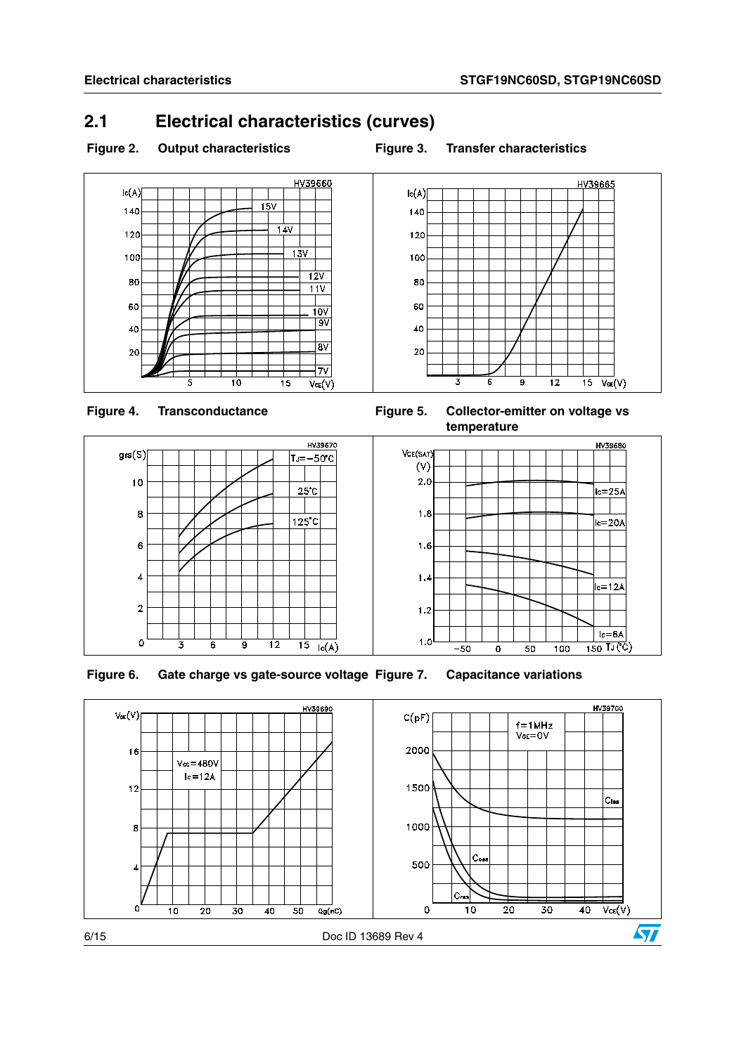## 2.1 Electrical characteristics (curves)

**Figure 2. Output characteristics**

**Figure 3. Transfer characteristics**

**Figure 4. Transconductance**

**Figure 5. Collector-emitter on voltage vs temperature**

**Figure 6. Gate charge vs gate-source voltage**

**Figure 7. Capacitance variations**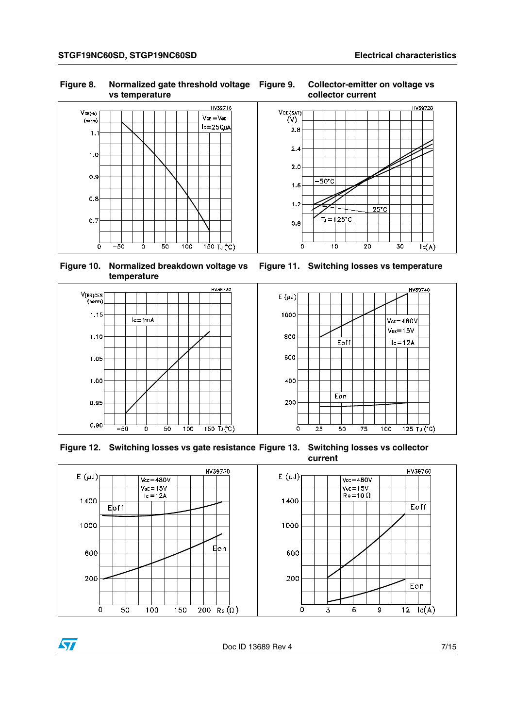Figure 8. Normalized gate threshold voltage vs temperature

Figure 9. Collector-emitter on voltage vs collector current

Figure 10. Normalized breakdown voltage vs temperature

Figure 11. Switching losses vs temperature

Figure 12. Switching losses vs gate resistance

Figure 13. Switching losses vs collector current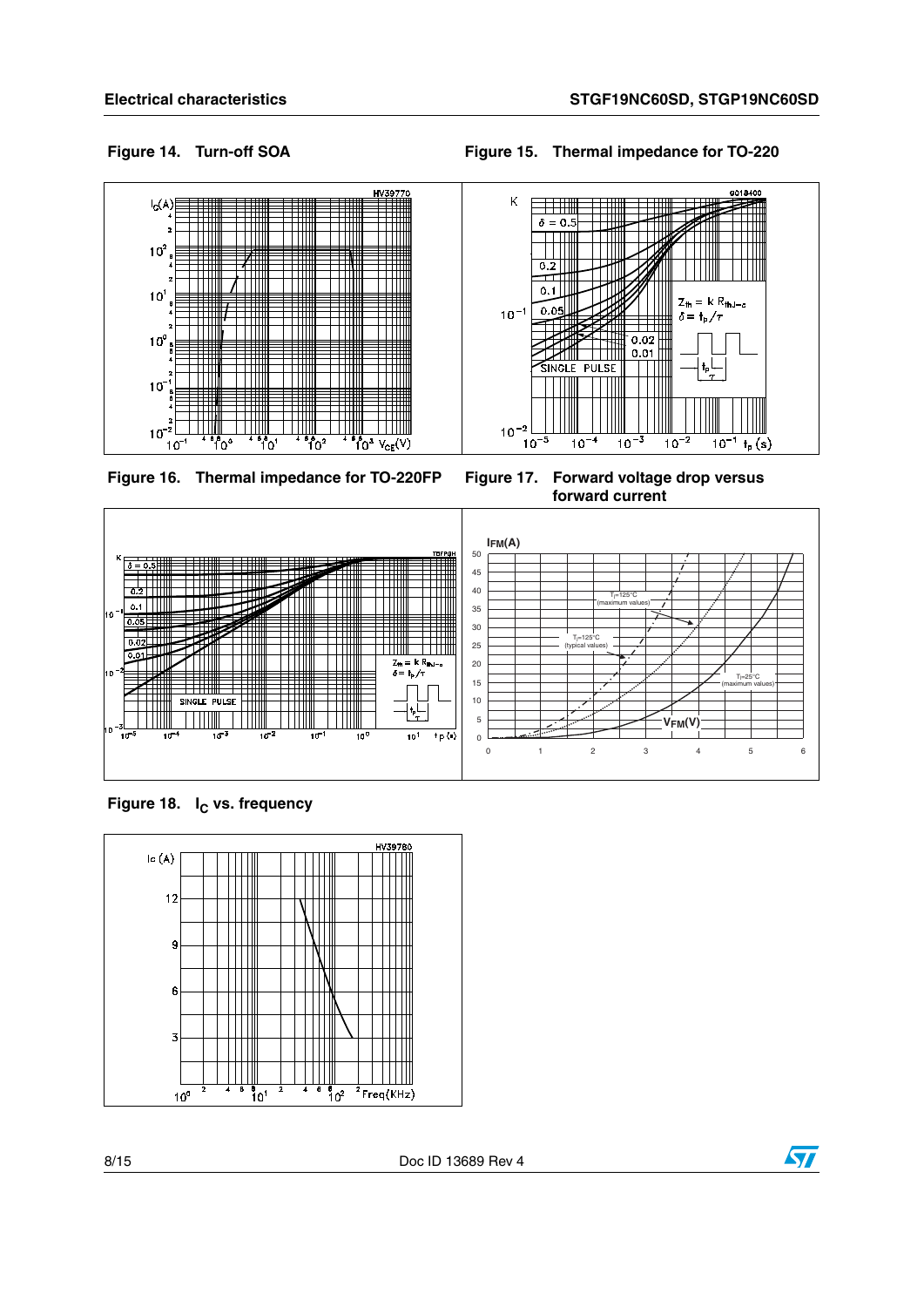Figure 14. Turn-off SOA

Figure 15. Thermal impedance for TO-220

Figure 16. Thermal impedance for TO-220FP

Figure 17. Forward voltage drop versus forward current

Figure 18. $I_C$ vs. frequency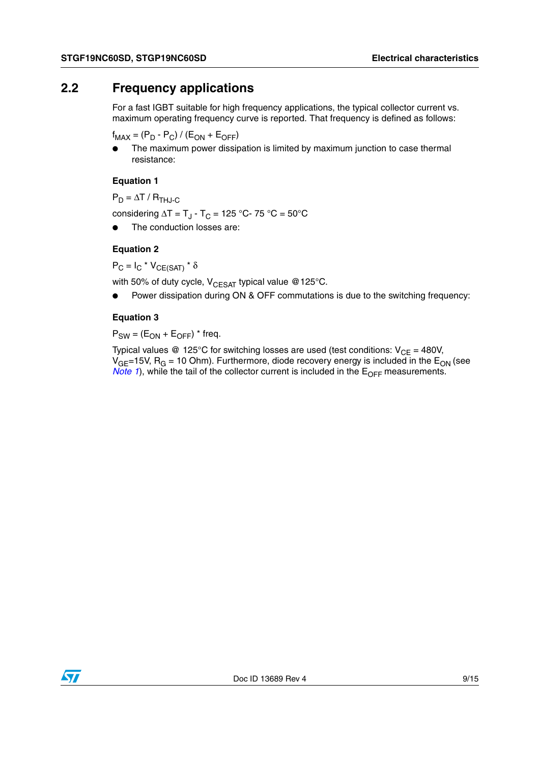## 2.2 Frequency applications

For a fast IGBT suitable for high frequency applications, the typical collector current vs. maximum operating frequency curve is reported. That frequency is defined as follows:

$f_{MAX} = (P_D - P_C) / (E_{ON} + E_{OFF})$

- The maximum power dissipation is limited by maximum junction to case thermal resistance:

**Equation 1**

$P_D = \Delta T / R_{THJ-C}$

considering $\Delta T = T_J - T_C$ = 125 °C- 75 °C = 50°C

- The conduction losses are:

**Equation 2**

$P_C = I_C * V_{CE(SAT)} * \delta$

with 50% of duty cycle, $V_{CESAT}$ typical value @125°C.

- Power dissipation during ON & OFF commutations is due to the switching frequency:

**Equation 3**

$P_{SW} = (E_{ON} + E_{OFF}) *$ freq.

Typical values @ 125°C for switching losses are used (test conditions: $V_{CE}$ = 480V, $V_{GE}$=15V, $R_G$ = 10 Ohm). Furthermore, diode recovery energy is included in the $E_{ON}$ (see *Note 1*), while the tail of the collector current is included in the $E_{OFF}$ measurements.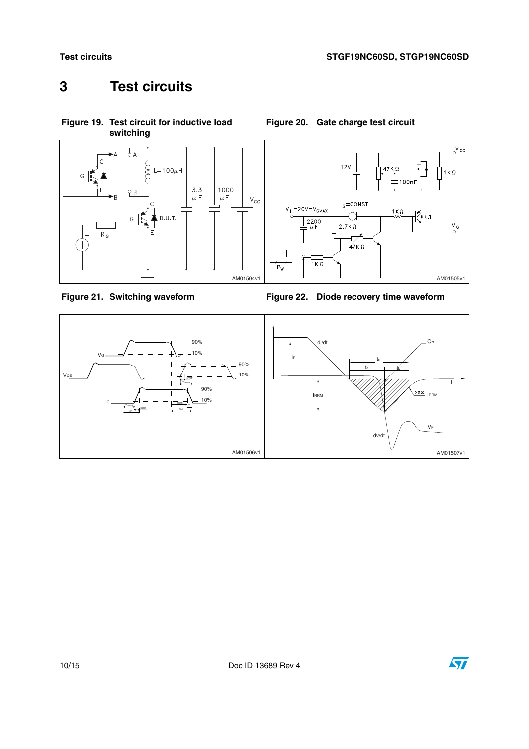# 3 Test circuits

**Figure 19. Test circuit for inductive load switching**

**Figure 20. Gate charge test circuit**

**Figure 21. Switching waveform**

**Figure 22. Diode recovery time waveform**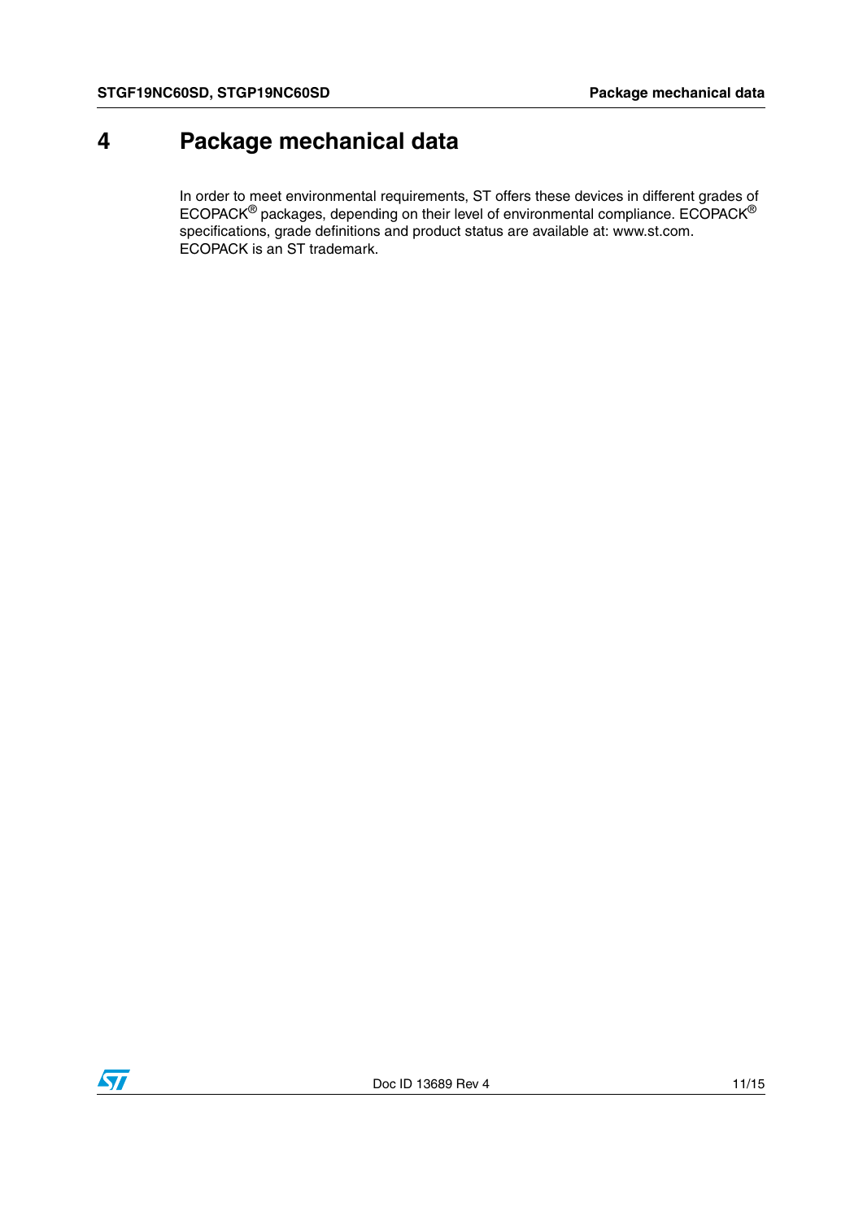# 4 Package mechanical data

In order to meet environmental requirements, ST offers these devices in different grades of ECOPACK® packages, depending on their level of environmental compliance. ECOPACK® specifications, grade definitions and product status are available at: www.st.com. ECOPACK is an ST trademark.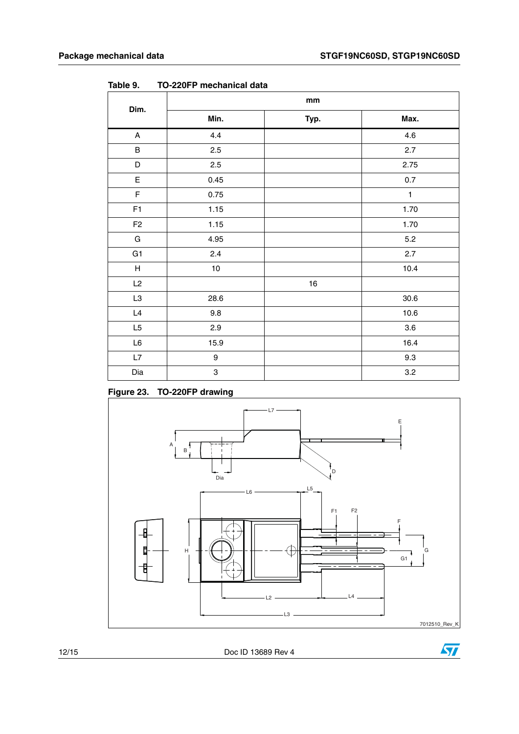Table 9. TO-220FP mechanical data

| Dim. | mm | | |
|---|---|---|---|
| | Min. | Typ. | Max. |
| A | 4.4 | | 4.6 |
| B | 2.5 | | 2.7 |
| D | 2.5 | | 2.75 |
| E | 0.45 | | 0.7 |
| F | 0.75 | | 1 |
| F1 | 1.15 | | 1.70 |
| F2 | 1.15 | | 1.70 |
| G | 4.95 | | 5.2 |
| G1 | 2.4 | | 2.7 |
| H | 10 | | 10.4 |
| L2 | | 16 | |
| L3 | 28.6 | | 30.6 |
| L4 | 9.8 | | 10.6 |
| L5 | 2.9 | | 3.6 |
| L6 | 15.9 | | 16.4 |
| L7 | 9 | | 9.3 |
| Dia | 3 | | 3.2 |

Figure 23. TO-220FP drawing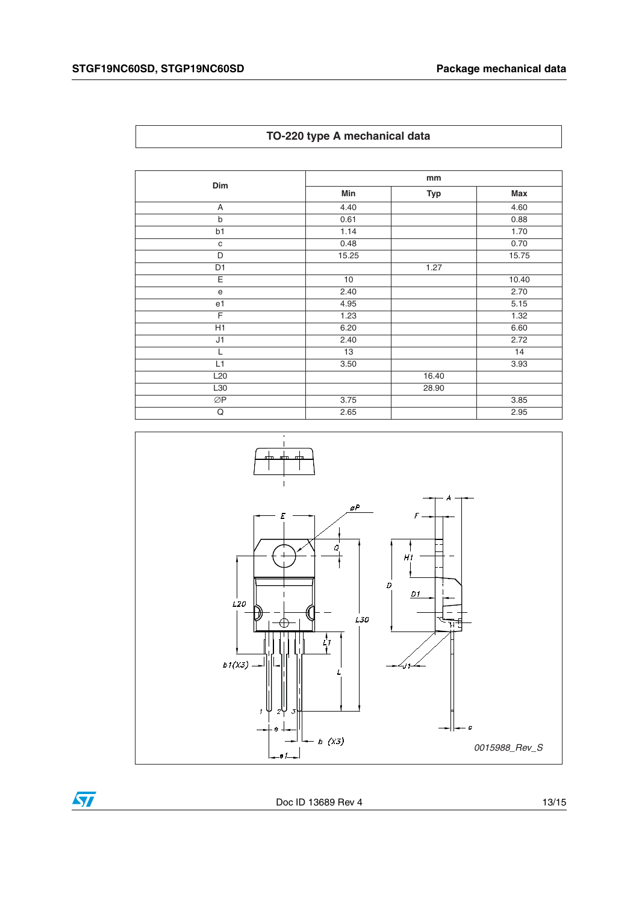## TO-220 type A mechanical data

| Dim | mm | | |
|---|---|---|---|
| | Min | Typ | Max |
| A | 4.40 | | 4.60 |
| b | 0.61 | | 0.88 |
| b1 | 1.14 | | 1.70 |
| c | 0.48 | | 0.70 |
| D | 15.25 | | 15.75 |
| D1 | | 1.27 | |
| E | 10 | | 10.40 |
| e | 2.40 | | 2.70 |
| e1 | 4.95 | | 5.15 |
| F | 1.23 | | 1.32 |
| H1 | 6.20 | | 6.60 |
| J1 | 2.40 | | 2.72 |
| L | 13 | | 14 |
| L1 | 3.50 | | 3.93 |
| L20 | | 16.40 | |
| L30 | | 28.90 | |
| ∅P | 3.75 | | 3.85 |
| Q | 2.65 | | 2.95 |

0015988_Rev_S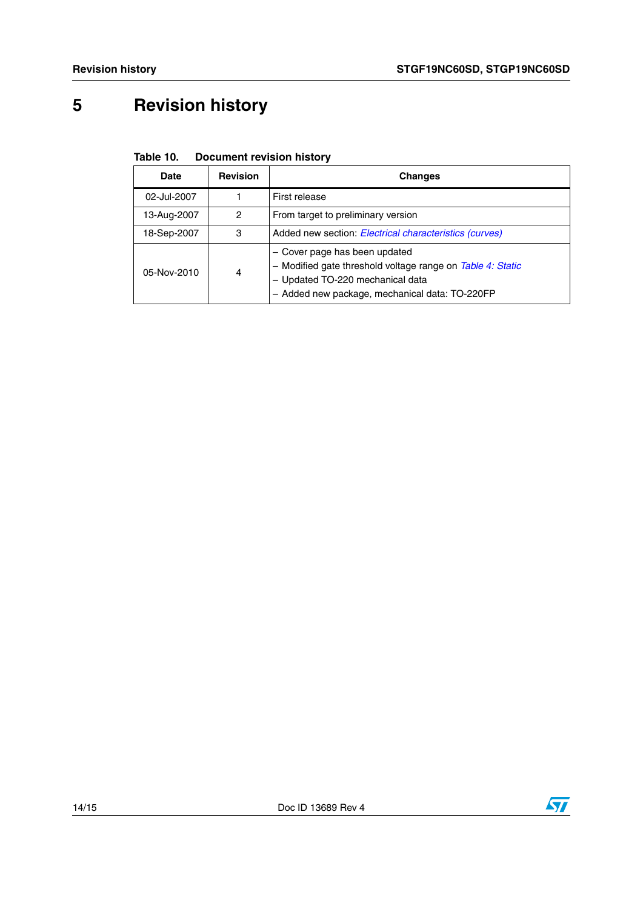# 5 Revision history

**Table 10. Document revision history**

| Date | Revision | Changes |
| --- | --- | --- |
| 02-Jul-2007 | 1 | First release |
| 13-Aug-2007 | 2 | From target to preliminary version |
| 18-Sep-2007 | 3 | Added new section: *Electrical characteristics (curves)* |
| 05-Nov-2010 | 4 | – Cover page has been updated<br>– Modified gate threshold voltage range on *Table 4: Static*<br>– Updated TO-220 mechanical data<br>– Added new package, mechanical data: TO-220FP |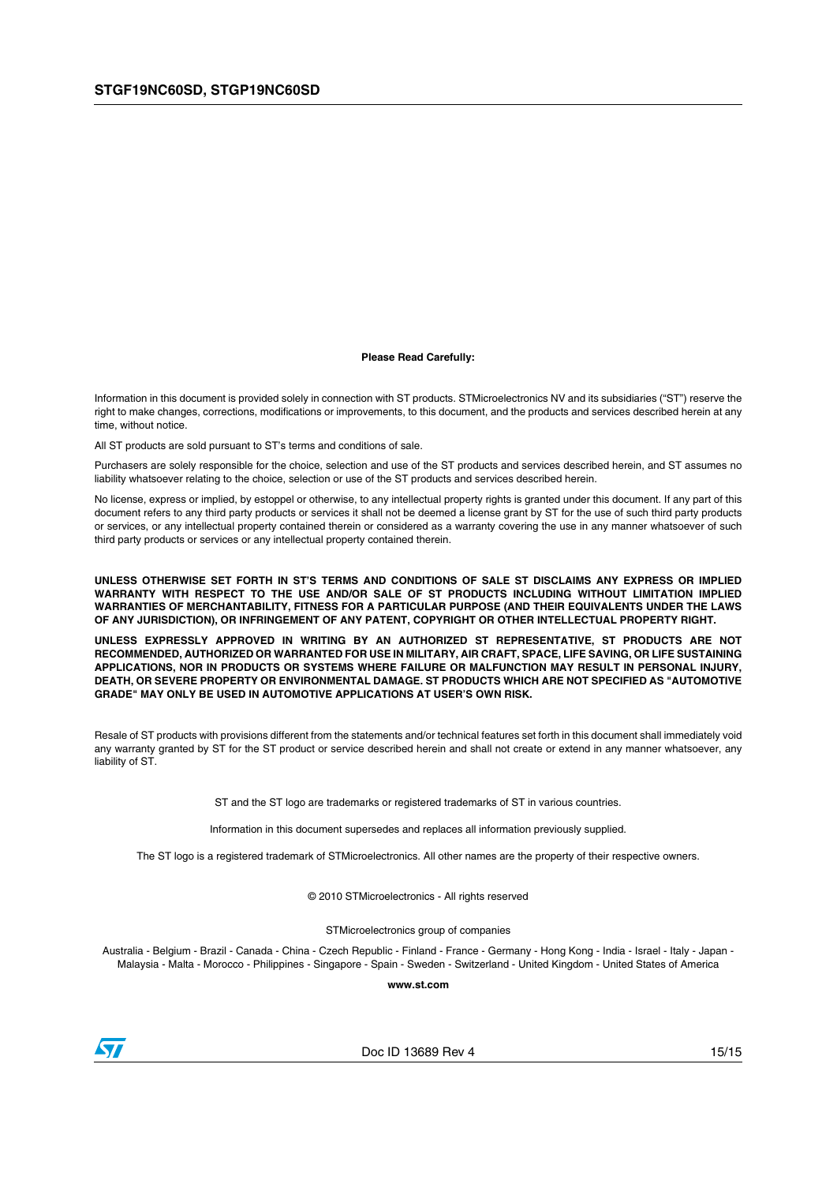**Please Read Carefully:**

Information in this document is provided solely in connection with ST products. STMicroelectronics NV and its subsidiaries ("ST") reserve the right to make changes, corrections, modifications or improvements, to this document, and the products and services described herein at any time, without notice.

All ST products are sold pursuant to ST's terms and conditions of sale.

Purchasers are solely responsible for the choice, selection and use of the ST products and services described herein, and ST assumes no liability whatsoever relating to the choice, selection or use of the ST products and services described herein.

No license, express or implied, by estoppel or otherwise, to any intellectual property rights is granted under this document. If any part of this document refers to any third party products or services it shall not be deemed a license grant by ST for the use of such third party products or services, or any intellectual property contained therein or considered as a warranty covering the use in any manner whatsoever of such third party products or services or any intellectual property contained therein.

**UNLESS OTHERWISE SET FORTH IN ST'S TERMS AND CONDITIONS OF SALE ST DISCLAIMS ANY EXPRESS OR IMPLIED WARRANTY WITH RESPECT TO THE USE AND/OR SALE OF ST PRODUCTS INCLUDING WITHOUT LIMITATION IMPLIED WARRANTIES OF MERCHANTABILITY, FITNESS FOR A PARTICULAR PURPOSE (AND THEIR EQUIVALENTS UNDER THE LAWS OF ANY JURISDICTION), OR INFRINGEMENT OF ANY PATENT, COPYRIGHT OR OTHER INTELLECTUAL PROPERTY RIGHT.**

**UNLESS EXPRESSLY APPROVED IN WRITING BY AN AUTHORIZED ST REPRESENTATIVE, ST PRODUCTS ARE NOT RECOMMENDED, AUTHORIZED OR WARRANTED FOR USE IN MILITARY, AIR CRAFT, SPACE, LIFE SAVING, OR LIFE SUSTAINING APPLICATIONS, NOR IN PRODUCTS OR SYSTEMS WHERE FAILURE OR MALFUNCTION MAY RESULT IN PERSONAL INJURY, DEATH, OR SEVERE PROPERTY OR ENVIRONMENTAL DAMAGE. ST PRODUCTS WHICH ARE NOT SPECIFIED AS "AUTOMOTIVE GRADE" MAY ONLY BE USED IN AUTOMOTIVE APPLICATIONS AT USER'S OWN RISK.**

Resale of ST products with provisions different from the statements and/or technical features set forth in this document shall immediately void any warranty granted by ST for the ST product or service described herein and shall not create or extend in any manner whatsoever, any liability of ST.

ST and the ST logo are trademarks or registered trademarks of ST in various countries.

Information in this document supersedes and replaces all information previously supplied.

The ST logo is a registered trademark of STMicroelectronics. All other names are the property of their respective owners.

© 2010 STMicroelectronics - All rights reserved

STMicroelectronics group of companies

Australia - Belgium - Brazil - Canada - China - Czech Republic - Finland - France - Germany - Hong Kong - India - Israel - Italy - Japan - Malaysia - Malta - Morocco - Philippines - Singapore - Spain - Sweden - Switzerland - United Kingdom - United States of America

**www.st.com**